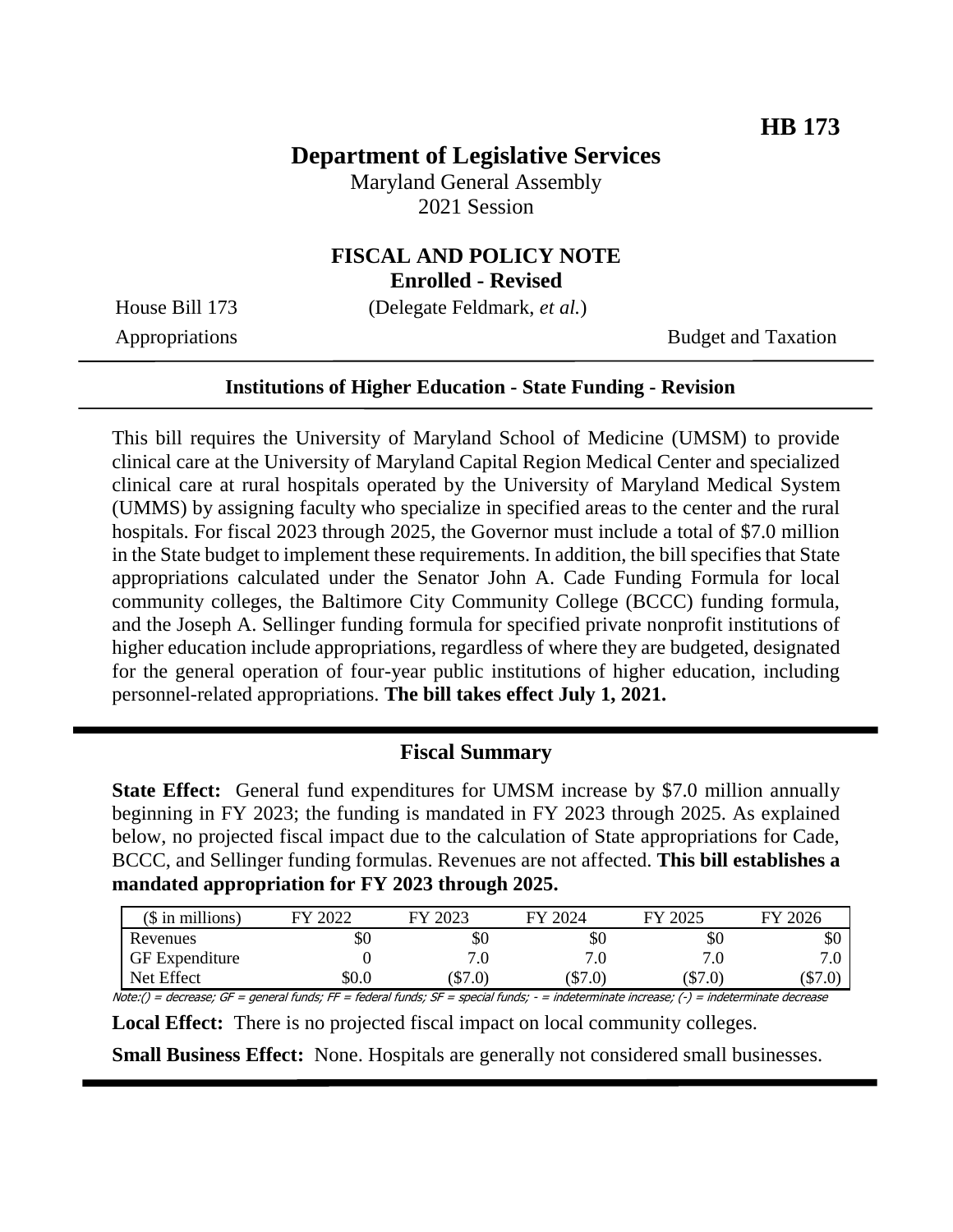**HB 173**

# Department of Legislative Services

Maryland General Assembly
2021 Session

## FISCAL AND POLICY NOTE
**Enrolled - Revised**

House Bill 173 (Delegate Feldmark, *et al.*)
Appropriations Budget and Taxation

---

**Institutions of Higher Education - State Funding - Revision**

---

This bill requires the University of Maryland School of Medicine (UMSM) to provide clinical care at the University of Maryland Capital Region Medical Center and specialized clinical care at rural hospitals operated by the University of Maryland Medical System (UMMS) by assigning faculty who specialize in specified areas to the center and the rural hospitals. For fiscal 2023 through 2025, the Governor must include a total of $7.0 million in the State budget to implement these requirements. In addition, the bill specifies that State appropriations calculated under the Senator John A. Cade Funding Formula for local community colleges, the Baltimore City Community College (BCCC) funding formula, and the Joseph A. Sellinger funding formula for specified private nonprofit institutions of higher education include appropriations, regardless of where they are budgeted, designated for the general operation of four-year public institutions of higher education, including personnel-related appropriations. **The bill takes effect July 1, 2021.**

---

## Fiscal Summary

**State Effect:** General fund expenditures for UMSM increase by $7.0 million annually beginning in FY 2023; the funding is mandated in FY 2023 through 2025. As explained below, no projected fiscal impact due to the calculation of State appropriations for Cade, BCCC, and Sellinger funding formulas. Revenues are not affected. **This bill establishes a mandated appropriation for FY 2023 through 2025.**

| ($ in millions) | FY 2022 | FY 2023 | FY 2024 | FY 2025 | FY 2026 |
|---|---|---|---|---|---|
| Revenues | $0 | $0 | $0 | $0 | $0 |
| GF Expenditure | 0 | 7.0 | 7.0 | 7.0 | 7.0 |
| Net Effect | $0.0 | ($7.0) | ($7.0) | ($7.0) | ($7.0) |

Note:() = decrease; GF = general funds; FF = federal funds; SF = special funds; - = indeterminate increase; (-) = indeterminate decrease

**Local Effect:** There is no projected fiscal impact on local community colleges.

**Small Business Effect:** None. Hospitals are generally not considered small businesses.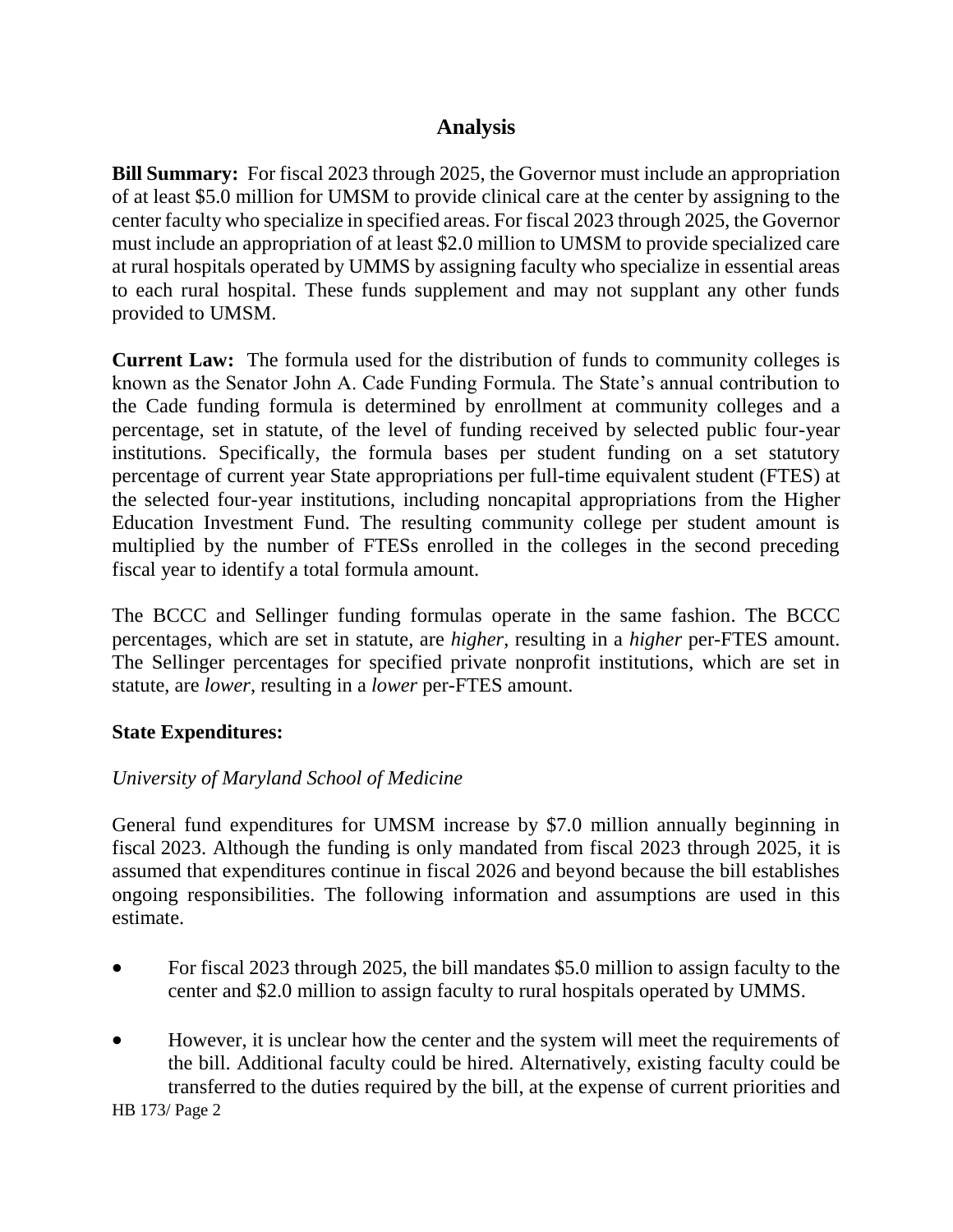## Analysis

**Bill Summary:** For fiscal 2023 through 2025, the Governor must include an appropriation of at least $5.0 million for UMSM to provide clinical care at the center by assigning to the center faculty who specialize in specified areas. For fiscal 2023 through 2025, the Governor must include an appropriation of at least $2.0 million to UMSM to provide specialized care at rural hospitals operated by UMMS by assigning faculty who specialize in essential areas to each rural hospital. These funds supplement and may not supplant any other funds provided to UMSM.

**Current Law:** The formula used for the distribution of funds to community colleges is known as the Senator John A. Cade Funding Formula. The State's annual contribution to the Cade funding formula is determined by enrollment at community colleges and a percentage, set in statute, of the level of funding received by selected public four-year institutions. Specifically, the formula bases per student funding on a set statutory percentage of current year State appropriations per full-time equivalent student (FTES) at the selected four-year institutions, including noncapital appropriations from the Higher Education Investment Fund. The resulting community college per student amount is multiplied by the number of FTESs enrolled in the colleges in the second preceding fiscal year to identify a total formula amount.

The BCCC and Sellinger funding formulas operate in the same fashion. The BCCC percentages, which are set in statute, are *higher*, resulting in a *higher* per-FTES amount. The Sellinger percentages for specified private nonprofit institutions, which are set in statute, are *lower*, resulting in a *lower* per-FTES amount.

**State Expenditures:**

*University of Maryland School of Medicine*

General fund expenditures for UMSM increase by $7.0 million annually beginning in fiscal 2023. Although the funding is only mandated from fiscal 2023 through 2025, it is assumed that expenditures continue in fiscal 2026 and beyond because the bill establishes ongoing responsibilities. The following information and assumptions are used in this estimate.

- For fiscal 2023 through 2025, the bill mandates $5.0 million to assign faculty to the center and $2.0 million to assign faculty to rural hospitals operated by UMMS.
- However, it is unclear how the center and the system will meet the requirements of the bill. Additional faculty could be hired. Alternatively, existing faculty could be transferred to the duties required by the bill, at the expense of current priorities and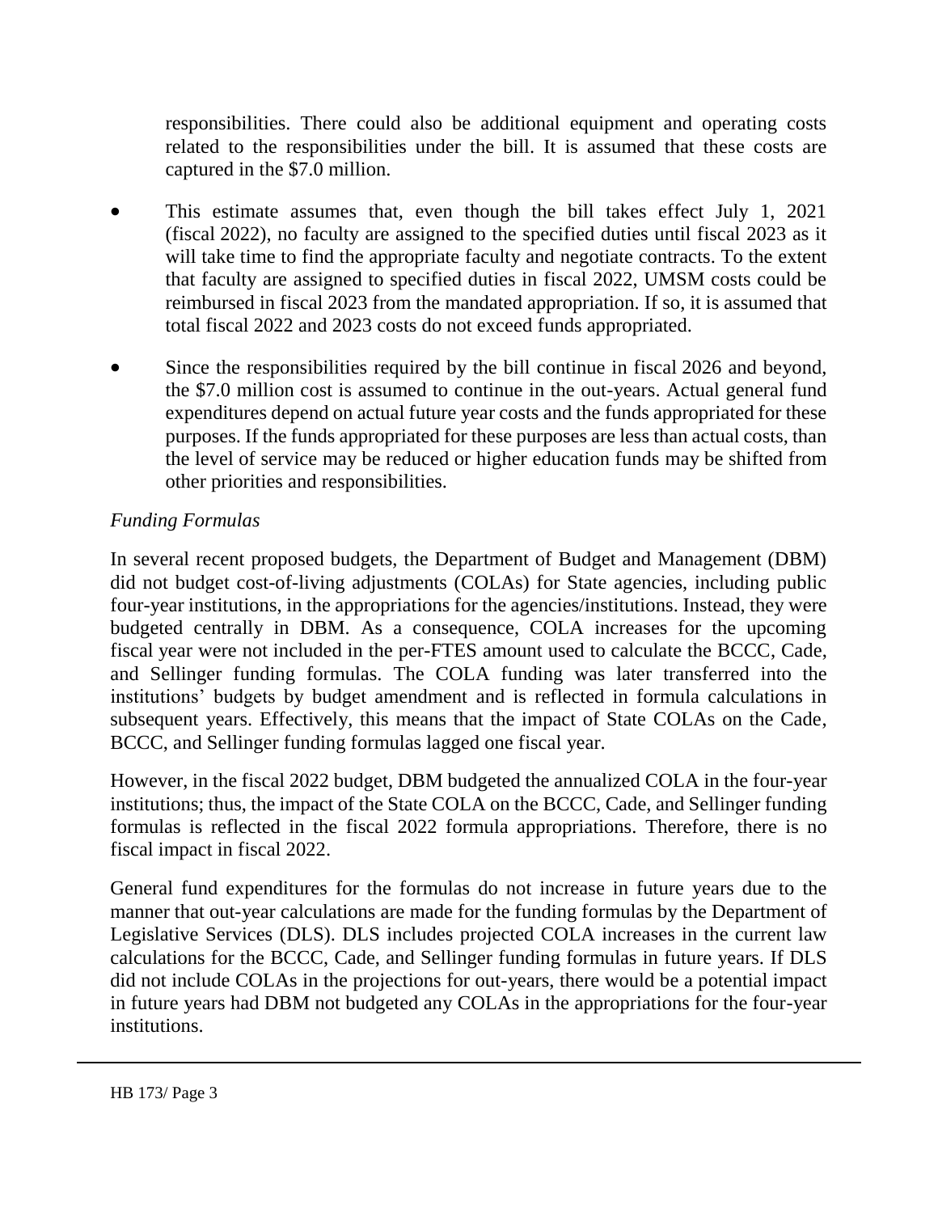responsibilities. There could also be additional equipment and operating costs related to the responsibilities under the bill. It is assumed that these costs are captured in the $7.0 million.

- This estimate assumes that, even though the bill takes effect July 1, 2021 (fiscal 2022), no faculty are assigned to the specified duties until fiscal 2023 as it will take time to find the appropriate faculty and negotiate contracts. To the extent that faculty are assigned to specified duties in fiscal 2022, UMSM costs could be reimbursed in fiscal 2023 from the mandated appropriation. If so, it is assumed that total fiscal 2022 and 2023 costs do not exceed funds appropriated.
- Since the responsibilities required by the bill continue in fiscal 2026 and beyond, the $7.0 million cost is assumed to continue in the out-years. Actual general fund expenditures depend on actual future year costs and the funds appropriated for these purposes. If the funds appropriated for these purposes are less than actual costs, than the level of service may be reduced or higher education funds may be shifted from other priorities and responsibilities.

*Funding Formulas*

In several recent proposed budgets, the Department of Budget and Management (DBM) did not budget cost-of-living adjustments (COLAs) for State agencies, including public four-year institutions, in the appropriations for the agencies/institutions. Instead, they were budgeted centrally in DBM. As a consequence, COLA increases for the upcoming fiscal year were not included in the per-FTES amount used to calculate the BCCC, Cade, and Sellinger funding formulas. The COLA funding was later transferred into the institutions' budgets by budget amendment and is reflected in formula calculations in subsequent years. Effectively, this means that the impact of State COLAs on the Cade, BCCC, and Sellinger funding formulas lagged one fiscal year.

However, in the fiscal 2022 budget, DBM budgeted the annualized COLA in the four-year institutions; thus, the impact of the State COLA on the BCCC, Cade, and Sellinger funding formulas is reflected in the fiscal 2022 formula appropriations. Therefore, there is no fiscal impact in fiscal 2022.

General fund expenditures for the formulas do not increase in future years due to the manner that out-year calculations are made for the funding formulas by the Department of Legislative Services (DLS). DLS includes projected COLA increases in the current law calculations for the BCCC, Cade, and Sellinger funding formulas in future years. If DLS did not include COLAs in the projections for out-years, there would be a potential impact in future years had DBM not budgeted any COLAs in the appropriations for the four-year institutions.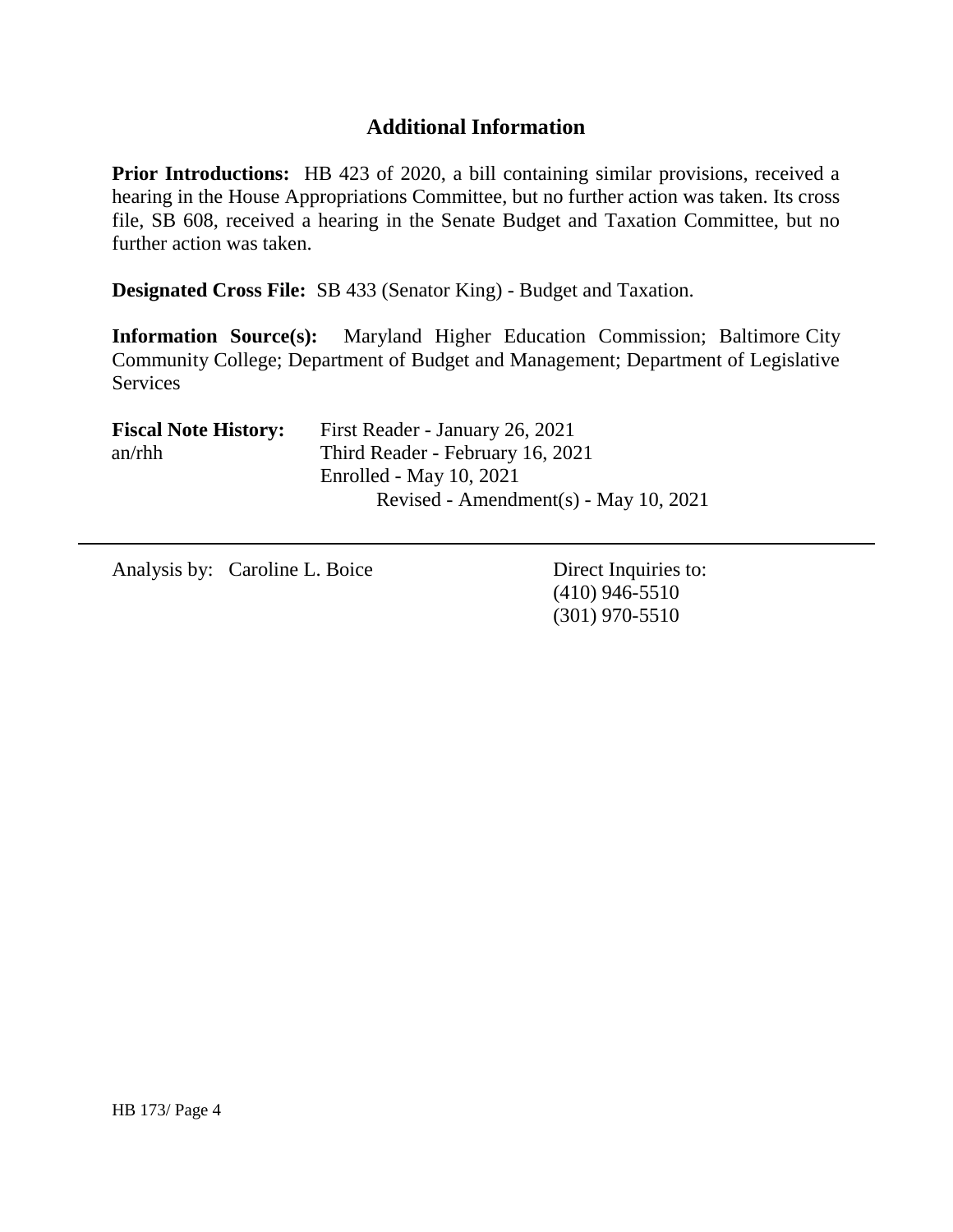## Additional Information

**Prior Introductions:** HB 423 of 2020, a bill containing similar provisions, received a hearing in the House Appropriations Committee, but no further action was taken. Its cross file, SB 608, received a hearing in the Senate Budget and Taxation Committee, but no further action was taken.

**Designated Cross File:** SB 433 (Senator King) - Budget and Taxation.

**Information Source(s):** Maryland Higher Education Commission; Baltimore City Community College; Department of Budget and Management; Department of Legislative Services

**Fiscal Note History:** First Reader - January 26, 2021
an/rhh Third Reader - February 16, 2021
Enrolled - May 10, 2021
Revised - Amendment(s) - May 10, 2021

---

Analysis by: Caroline L. Boice

Direct Inquiries to:
(410) 946-5510
(301) 970-5510